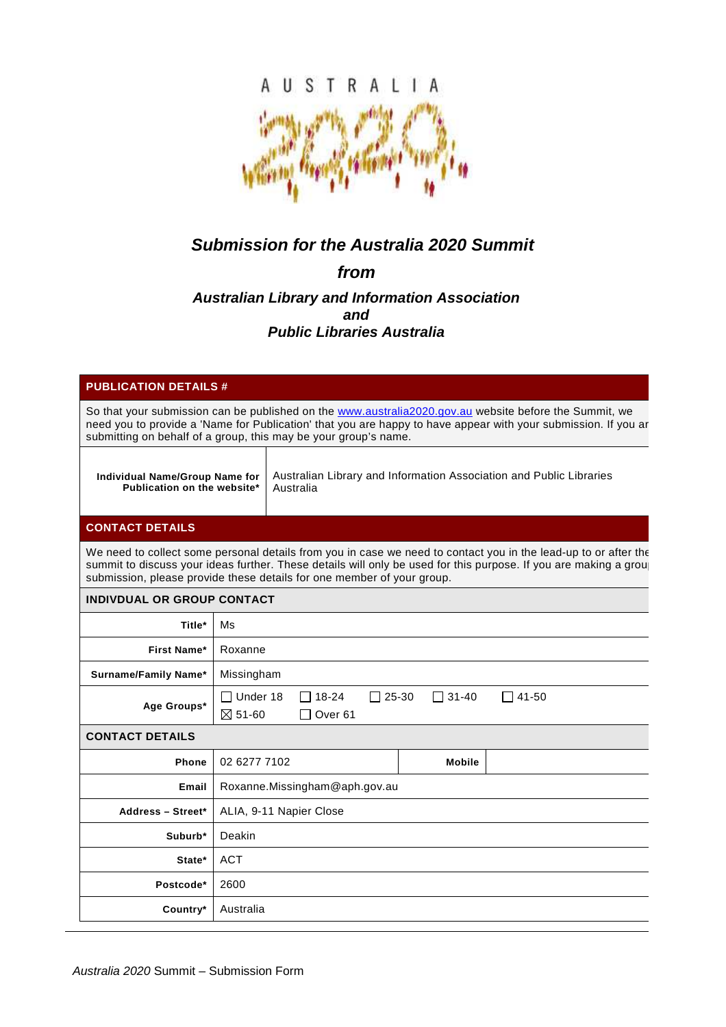AUSTRALIA 2020

***Submission for the Australia 2020 Summit***

***from***

***Australian Library and Information Association***
***and***
***Public Libraries Australia***

| **PUBLICATION DETAILS #** | |
|---|---|
| So that your submission can be published on the www.australia2020.gov.au website before the Summit, we need you to provide a 'Name for Publication' that you are happy to have appear with your submission. If you ar submitting on behalf of a group, this may be your group's name. | |
| **Individual Name/Group Name for Publication on the website*** | Australian Library and Information Association and Public Libraries Australia |

| **CONTACT DETAILS** | | | |
|---|---|---|---|
| We need to collect some personal details from you in case we need to contact you in the lead-up to or after the summit to discuss your ideas further. These details will only be used for this purpose. If you are making a grou submission, please provide these details for one member of your group. | | | |
| **INDIVDUAL OR GROUP CONTACT** | | | |
| **Title*** | Ms | | |
| **First Name*** | Roxanne | | |
| **Surname/Family Name*** | Missingham | | |
| **Age Groups*** | ☐ Under 18 ☐ 18-24 ☐ 25-30 ☐ 31-40 ☐ 41-50 ☒ 51-60 ☐ Over 61 | | |
| **CONTACT DETAILS** | | | |
| **Phone** | 02 6277 7102 | **Mobile** | |
| **Email** | Roxanne.Missingham@aph.gov.au | | |
| **Address – Street*** | ALIA, 9-11 Napier Close | | |
| **Suburb*** | Deakin | | |
| **State*** | ACT | | |
| **Postcode*** | 2600 | | |
| **Country*** | Australia | | |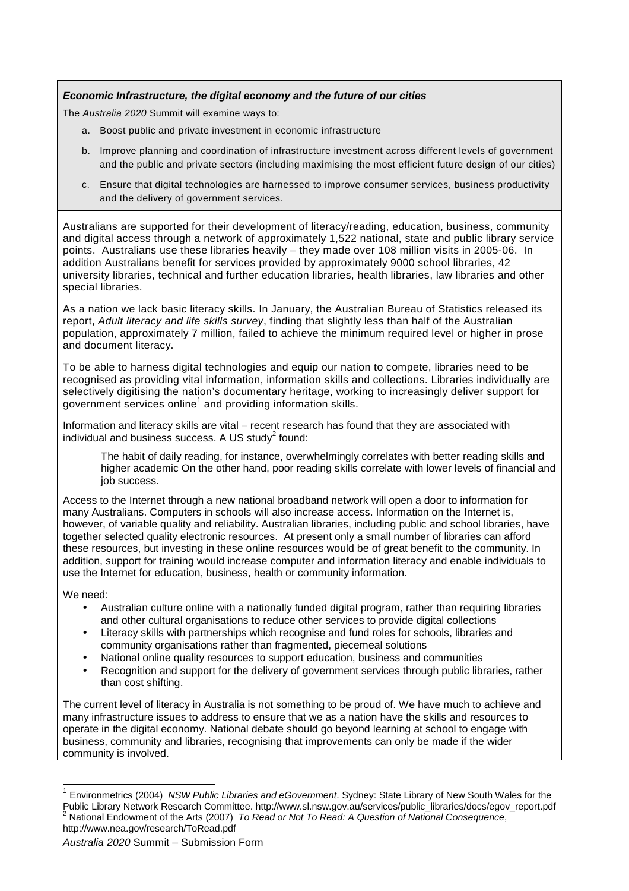***Economic Infrastructure, the digital economy and the future of our cities***

The *Australia 2020* Summit will examine ways to:

a. Boost public and private investment in economic infrastructure
b. Improve planning and coordination of infrastructure investment across different levels of government and the public and private sectors (including maximising the most efficient future design of our cities)
c. Ensure that digital technologies are harnessed to improve consumer services, business productivity and the delivery of government services.

Australians are supported for their development of literacy/reading, education, business, community and digital access through a network of approximately 1,522 national, state and public library service points. Australians use these libraries heavily – they made over 108 million visits in 2005-06. In addition Australians benefit for services provided by approximately 9000 school libraries, 42 university libraries, technical and further education libraries, health libraries, law libraries and other special libraries.

As a nation we lack basic literacy skills. In January, the Australian Bureau of Statistics released its report, *Adult literacy and life skills survey*, finding that slightly less than half of the Australian population, approximately 7 million, failed to achieve the minimum required level or higher in prose and document literacy.

To be able to harness digital technologies and equip our nation to compete, libraries need to be recognised as providing vital information, information skills and collections. Libraries individually are selectively digitising the nation's documentary heritage, working to increasingly deliver support for government services online[1] and providing information skills.

Information and literacy skills are vital – recent research has found that they are associated with individual and business success. A US study[2] found:

> The habit of daily reading, for instance, overwhelmingly correlates with better reading skills and higher academic On the other hand, poor reading skills correlate with lower levels of financial and job success.

Access to the Internet through a new national broadband network will open a door to information for many Australians. Computers in schools will also increase access. Information on the Internet is, however, of variable quality and reliability. Australian libraries, including public and school libraries, have together selected quality electronic resources. At present only a small number of libraries can afford these resources, but investing in these online resources would be of great benefit to the community. In addition, support for training would increase computer and information literacy and enable individuals to use the Internet for education, business, health or community information.

We need:

- Australian culture online with a nationally funded digital program, rather than requiring libraries and other cultural organisations to reduce other services to provide digital collections
- Literacy skills with partnerships which recognise and fund roles for schools, libraries and community organisations rather than fragmented, piecemeal solutions
- National online quality resources to support education, business and communities
- Recognition and support for the delivery of government services through public libraries, rather than cost shifting.

The current level of literacy in Australia is not something to be proud of. We have much to achieve and many infrastructure issues to address to ensure that we as a nation have the skills and resources to operate in the digital economy. National debate should go beyond learning at school to engage with business, community and libraries, recognising that improvements can only be made if the wider community is involved.

---

[1] Environmetrics (2004) *NSW Public Libraries and eGovernment*. Sydney: State Library of New South Wales for the Public Library Network Research Committee. http://www.sl.nsw.gov.au/services/public_libraries/docs/egov_report.pdf

[2] National Endowment of the Arts (2007) *To Read or Not To Read: A Question of National Consequence*, http://www.nea.gov/research/ToRead.pdf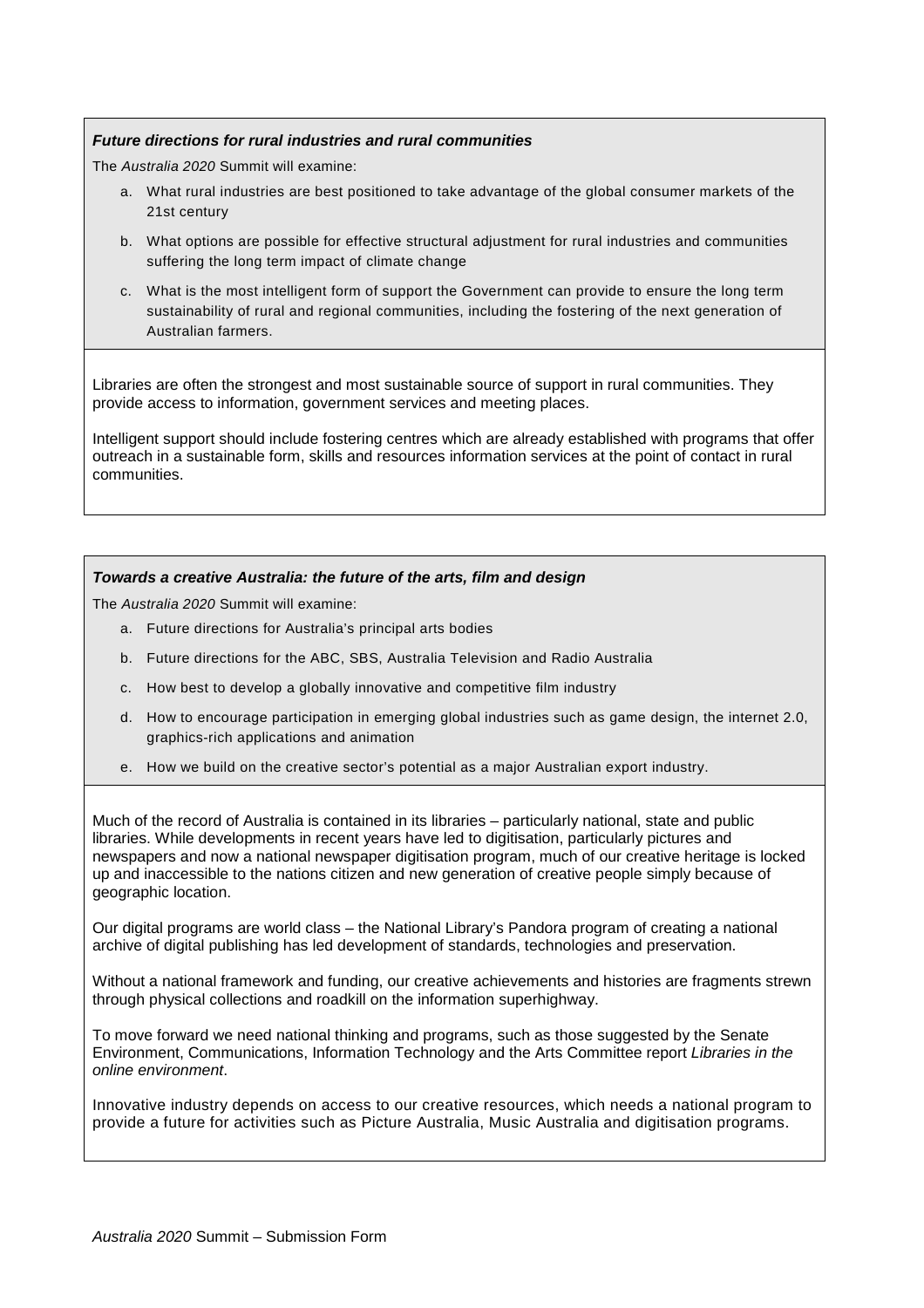***Future directions for rural industries and rural communities***

The *Australia 2020* Summit will examine:

a. What rural industries are best positioned to take advantage of the global consumer markets of the 21st century

b. What options are possible for effective structural adjustment for rural industries and communities suffering the long term impact of climate change

c. What is the most intelligent form of support the Government can provide to ensure the long term sustainability of rural and regional communities, including the fostering of the next generation of Australian farmers.

Libraries are often the strongest and most sustainable source of support in rural communities. They provide access to information, government services and meeting places.

Intelligent support should include fostering centres which are already established with programs that offer outreach in a sustainable form, skills and resources information services at the point of contact in rural communities.

***Towards a creative Australia: the future of the arts, film and design***

The *Australia 2020* Summit will examine:

a. Future directions for Australia's principal arts bodies

b. Future directions for the ABC, SBS, Australia Television and Radio Australia

c. How best to develop a globally innovative and competitive film industry

d. How to encourage participation in emerging global industries such as game design, the internet 2.0, graphics-rich applications and animation

e. How we build on the creative sector's potential as a major Australian export industry.

Much of the record of Australia is contained in its libraries – particularly national, state and public libraries. While developments in recent years have led to digitisation, particularly pictures and newspapers and now a national newspaper digitisation program, much of our creative heritage is locked up and inaccessible to the nations citizen and new generation of creative people simply because of geographic location.

Our digital programs are world class – the National Library's Pandora program of creating a national archive of digital publishing has led development of standards, technologies and preservation.

Without a national framework and funding, our creative achievements and histories are fragments strewn through physical collections and roadkill on the information superhighway.

To move forward we need national thinking and programs, such as those suggested by the Senate Environment, Communications, Information Technology and the Arts Committee report *Libraries in the online environment*.

Innovative industry depends on access to our creative resources, which needs a national program to provide a future for activities such as Picture Australia, Music Australia and digitisation programs.